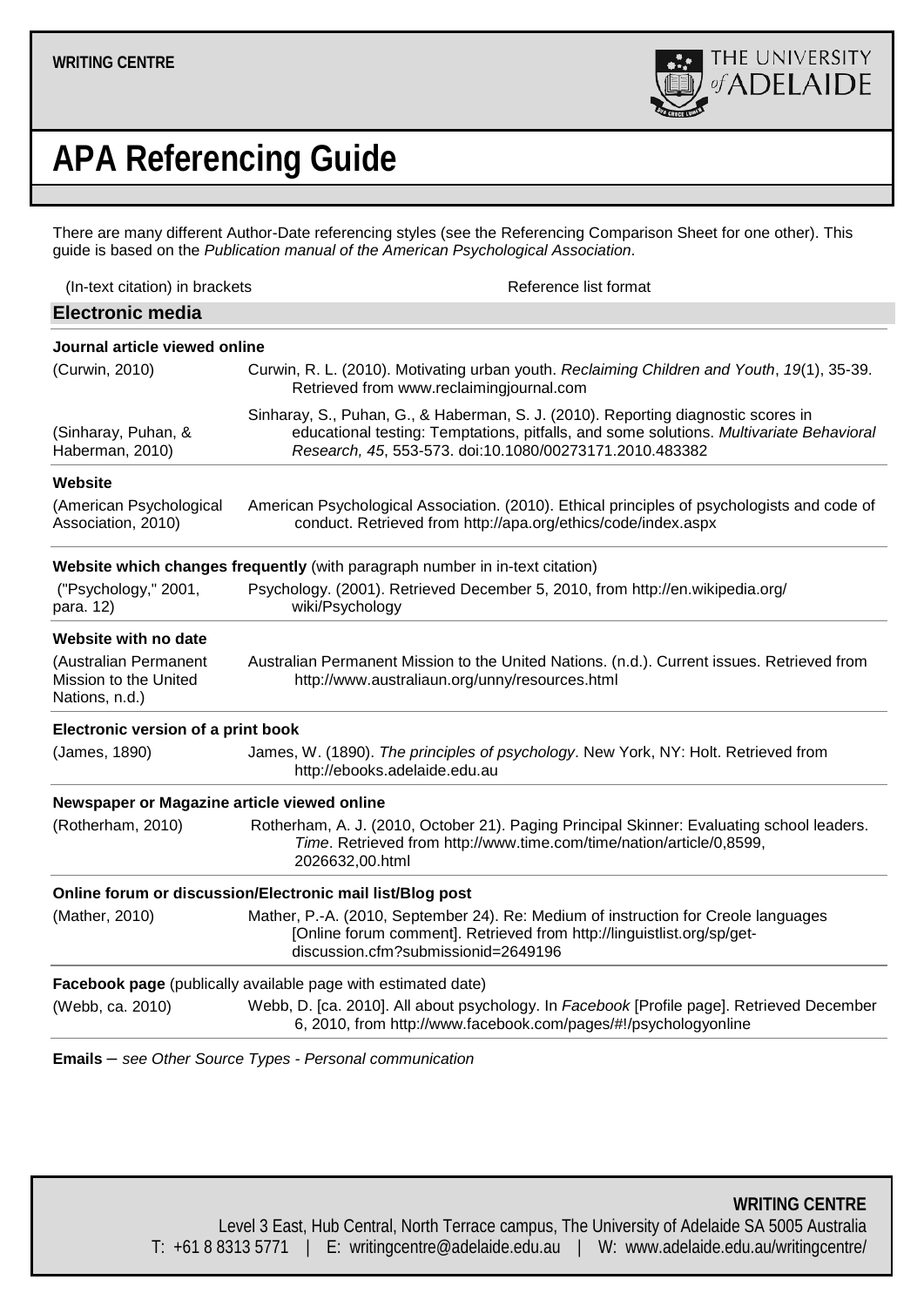WRITING CENTRE

# APA Referencing Guide

There are many different Author-Date referencing styles (see the Referencing Comparison Sheet for one other). This guide is based on the *Publication manual of the American Psychological Association*.

| (In-text citation) in brackets | Reference list format |
|---|---|
| **Electronic media** | |
| **Journal article viewed online** | |
| (Curwin, 2010) | Curwin, R. L. (2010). Motivating urban youth. *Reclaiming Children and Youth*, *19*(1), 35-39. Retrieved from www.reclaimingjournal.com |
| (Sinharay, Puhan, & Haberman, 2010) | Sinharay, S., Puhan, G., & Haberman, S. J. (2010). Reporting diagnostic scores in educational testing: Temptations, pitfalls, and some solutions. *Multivariate Behavioral Research, 45*, 553-573. doi:10.1080/00273171.2010.483382 |
| **Website** | |
| (American Psychological Association, 2010) | American Psychological Association. (2010). Ethical principles of psychologists and code of conduct. Retrieved from http://apa.org/ethics/code/index.aspx |
| **Website which changes frequently** (with paragraph number in in-text citation) | |
| ("Psychology," 2001, para. 12) | Psychology. (2001). Retrieved December 5, 2010, from http://en.wikipedia.org/wiki/Psychology |
| **Website with no date** | |
| (Australian Permanent Mission to the United Nations, n.d.) | Australian Permanent Mission to the United Nations. (n.d.). Current issues. Retrieved from http://www.australiaun.org/unny/resources.html |
| **Electronic version of a print book** | |
| (James, 1890) | James, W. (1890). *The principles of psychology*. New York, NY: Holt. Retrieved from http://ebooks.adelaide.edu.au |
| **Newspaper or Magazine article viewed online** | |
| (Rotherham, 2010) | Rotherham, A. J. (2010, October 21). Paging Principal Skinner: Evaluating school leaders. *Time*. Retrieved from http://www.time.com/time/nation/article/0,8599,2026632,00.html |
| **Online forum or discussion/Electronic mail list/Blog post** | |
| (Mather, 2010) | Mather, P.-A. (2010, September 24). Re: Medium of instruction for Creole languages [Online forum comment]. Retrieved from http://linguistlist.org/sp/get-discussion.cfm?submissionid=2649196 |
| **Facebook page** (publically available page with estimated date) | |
| (Webb, ca. 2010) | Webb, D. [ca. 2010]. All about psychology. In *Facebook* [Profile page]. Retrieved December 6, 2010, from http://www.facebook.com/pages/#!/psychologyonline |

**Emails** – *see Other Source Types - Personal communication*

**WRITING CENTRE**
Level 3 East, Hub Central, North Terrace campus, The University of Adelaide SA 5005 Australia
T: +61 8 8313 5771 | E: writingcentre@adelaide.edu.au | W: www.adelaide.edu.au/writingcentre/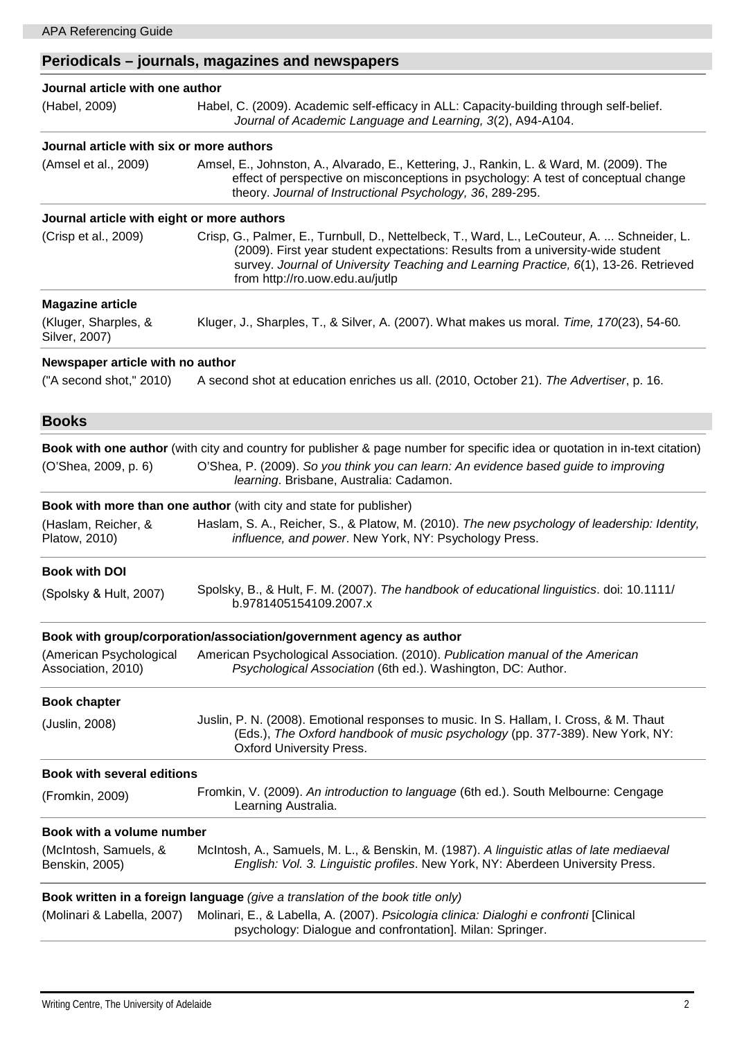## Periodicals – journals, magazines and newspapers

**Journal article with one author**

| | |
|---|---|
| (Habel, 2009) | Habel, C. (2009). Academic self-efficacy in ALL: Capacity-building through self-belief. *Journal of Academic Language and Learning, 3*(2), A94-A104. |

**Journal article with six or more authors**

| | |
|---|---|
| (Amsel et al., 2009) | Amsel, E., Johnston, A., Alvarado, E., Kettering, J., Rankin, L. & Ward, M. (2009). The effect of perspective on misconceptions in psychology: A test of conceptual change theory. *Journal of Instructional Psychology, 36*, 289-295. |

**Journal article with eight or more authors**

| | |
|---|---|
| (Crisp et al., 2009) | Crisp, G., Palmer, E., Turnbull, D., Nettelbeck, T., Ward, L., LeCouteur, A. ... Schneider, L. (2009). First year student expectations: Results from a university-wide student survey. *Journal of University Teaching and Learning Practice, 6*(1), 13-26. Retrieved from http://ro.uow.edu.au/jutlp |

**Magazine article**

| | |
|---|---|
| (Kluger, Sharples, & Silver, 2007) | Kluger, J., Sharples, T., & Silver, A. (2007). What makes us moral. *Time, 170*(23), 54-60. |

**Newspaper article with no author**

| | |
|---|---|
| ("A second shot," 2010) | A second shot at education enriches us all. (2010, October 21). *The Advertiser*, p. 16. |

## Books

**Book with one author** (with city and country for publisher & page number for specific idea or quotation in in-text citation)

| | |
|---|---|
| (O'Shea, 2009, p. 6) | O'Shea, P. (2009). *So you think you can learn: An evidence based guide to improving learning*. Brisbane, Australia: Cadamon. |

**Book with more than one author** (with city and state for publisher)

| | |
|---|---|
| (Haslam, Reicher, & Platow, 2010) | Haslam, S. A., Reicher, S., & Platow, M. (2010). *The new psychology of leadership: Identity, influence, and power*. New York, NY: Psychology Press. |

**Book with DOI**

| | |
|---|---|
| (Spolsky & Hult, 2007) | Spolsky, B., & Hult, F. M. (2007). *The handbook of educational linguistics*. doi: 10.1111/b.9781405154109.2007.x |

**Book with group/corporation/association/government agency as author**

| | |
|---|---|
| (American Psychological Association, 2010) | American Psychological Association. (2010). *Publication manual of the American Psychological Association* (6th ed.). Washington, DC: Author. |

**Book chapter**

| | |
|---|---|
| (Juslin, 2008) | Juslin, P. N. (2008). Emotional responses to music. In S. Hallam, I. Cross, & M. Thaut (Eds.), *The Oxford handbook of music psychology* (pp. 377-389). New York, NY: Oxford University Press. |

**Book with several editions**

| | |
|---|---|
| (Fromkin, 2009) | Fromkin, V. (2009). *An introduction to language* (6th ed.). South Melbourne: Cengage Learning Australia. |

**Book with a volume number**

| | |
|---|---|
| (McIntosh, Samuels, & Benskin, 2005) | McIntosh, A., Samuels, M. L., & Benskin, M. (1987). *A linguistic atlas of late mediaeval English: Vol. 3. Linguistic profiles*. New York, NY: Aberdeen University Press. |

**Book written in a foreign language** *(give a translation of the book title only)*

| | |
|---|---|
| (Molinari & Labella, 2007) | Molinari, E., & Labella, A. (2007). *Psicologia clinica: Dialoghi e confronti* [Clinical psychology: Dialogue and confrontation]. Milan: Springer. |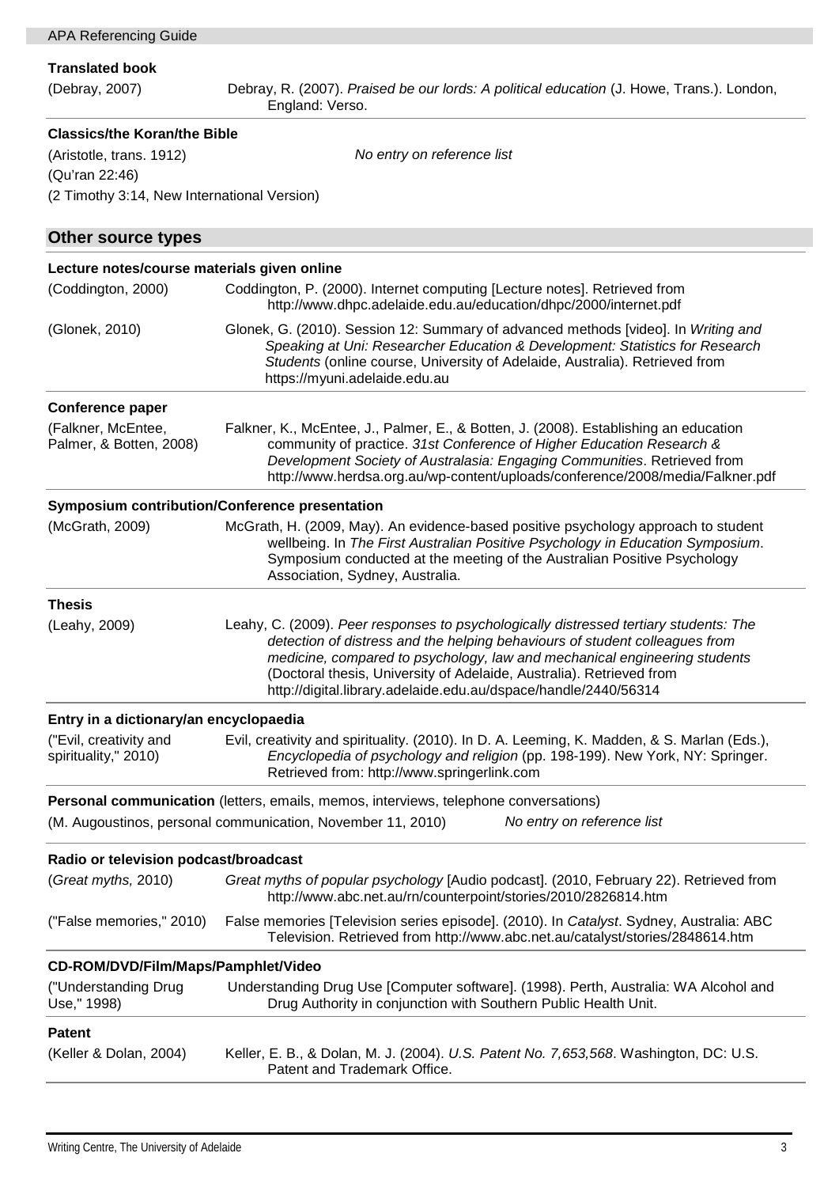**Translated book**

| | |
|---|---|
| (Debray, 2007) | Debray, R. (2007). *Praised be our lords: A political education* (J. Howe, Trans.). London, England: Verso. |

**Classics/the Koran/the Bible**

| | |
|---|---|
| (Aristotle, trans. 1912)<br>(Qu'ran 22:46)<br>(2 Timothy 3:14, New International Version) | *No entry on reference list* |

## Other source types

**Lecture notes/course materials given online**

| | |
|---|---|
| (Coddington, 2000) | Coddington, P. (2000). Internet computing [Lecture notes]. Retrieved from http://www.dhpc.adelaide.edu.au/education/dhpc/2000/internet.pdf |
| (Glonek, 2010) | Glonek, G. (2010). Session 12: Summary of advanced methods [video]. In *Writing and Speaking at Uni: Researcher Education & Development: Statistics for Research Students* (online course, University of Adelaide, Australia). Retrieved from https://myuni.adelaide.edu.au |

**Conference paper**

| | |
|---|---|
| (Falkner, McEntee, Palmer, & Botten, 2008) | Falkner, K., McEntee, J., Palmer, E., & Botten, J. (2008). Establishing an education community of practice. *31st Conference of Higher Education Research & Development Society of Australasia: Engaging Communities*. Retrieved from http://www.herdsa.org.au/wp-content/uploads/conference/2008/media/Falkner.pdf |

**Symposium contribution/Conference presentation**

| | |
|---|---|
| (McGrath, 2009) | McGrath, H. (2009, May). An evidence-based positive psychology approach to student wellbeing. In *The First Australian Positive Psychology in Education Symposium*. Symposium conducted at the meeting of the Australian Positive Psychology Association, Sydney, Australia. |

**Thesis**

| | |
|---|---|
| (Leahy, 2009) | Leahy, C. (2009). *Peer responses to psychologically distressed tertiary students: The detection of distress and the helping behaviours of student colleagues from medicine, compared to psychology, law and mechanical engineering students* (Doctoral thesis, University of Adelaide, Australia). Retrieved from http://digital.library.adelaide.edu.au/dspace/handle/2440/56314 |

**Entry in a dictionary/an encyclopaedia**

| | |
|---|---|
| ("Evil, creativity and spirituality," 2010) | Evil, creativity and spirituality. (2010). In D. A. Leeming, K. Madden, & S. Marlan (Eds.), *Encyclopedia of psychology and religion* (pp. 198-199). New York, NY: Springer. Retrieved from: http://www.springerlink.com |

**Personal communication** (letters, emails, memos, interviews, telephone conversations)

| | |
|---|---|
| (M. Augoustinos, personal communication, November 11, 2010) | *No entry on reference list* |

**Radio or television podcast/broadcast**

| | |
|---|---|
| (*Great myths,* 2010) | *Great myths of popular psychology* [Audio podcast]. (2010, February 22). Retrieved from http://www.abc.net.au/rn/counterpoint/stories/2010/2826814.htm |
| ("False memories," 2010) | False memories [Television series episode]. (2010). In *Catalyst*. Sydney, Australia: ABC Television. Retrieved from http://www.abc.net.au/catalyst/stories/2848614.htm |

**CD-ROM/DVD/Film/Maps/Pamphlet/Video**

| | |
|---|---|
| ("Understanding Drug Use," 1998) | Understanding Drug Use [Computer software]. (1998). Perth, Australia: WA Alcohol and Drug Authority in conjunction with Southern Public Health Unit. |

**Patent**

| | |
|---|---|
| (Keller & Dolan, 2004) | Keller, E. B., & Dolan, M. J. (2004). *U.S. Patent No. 7,653,568*. Washington, DC: U.S. Patent and Trademark Office. |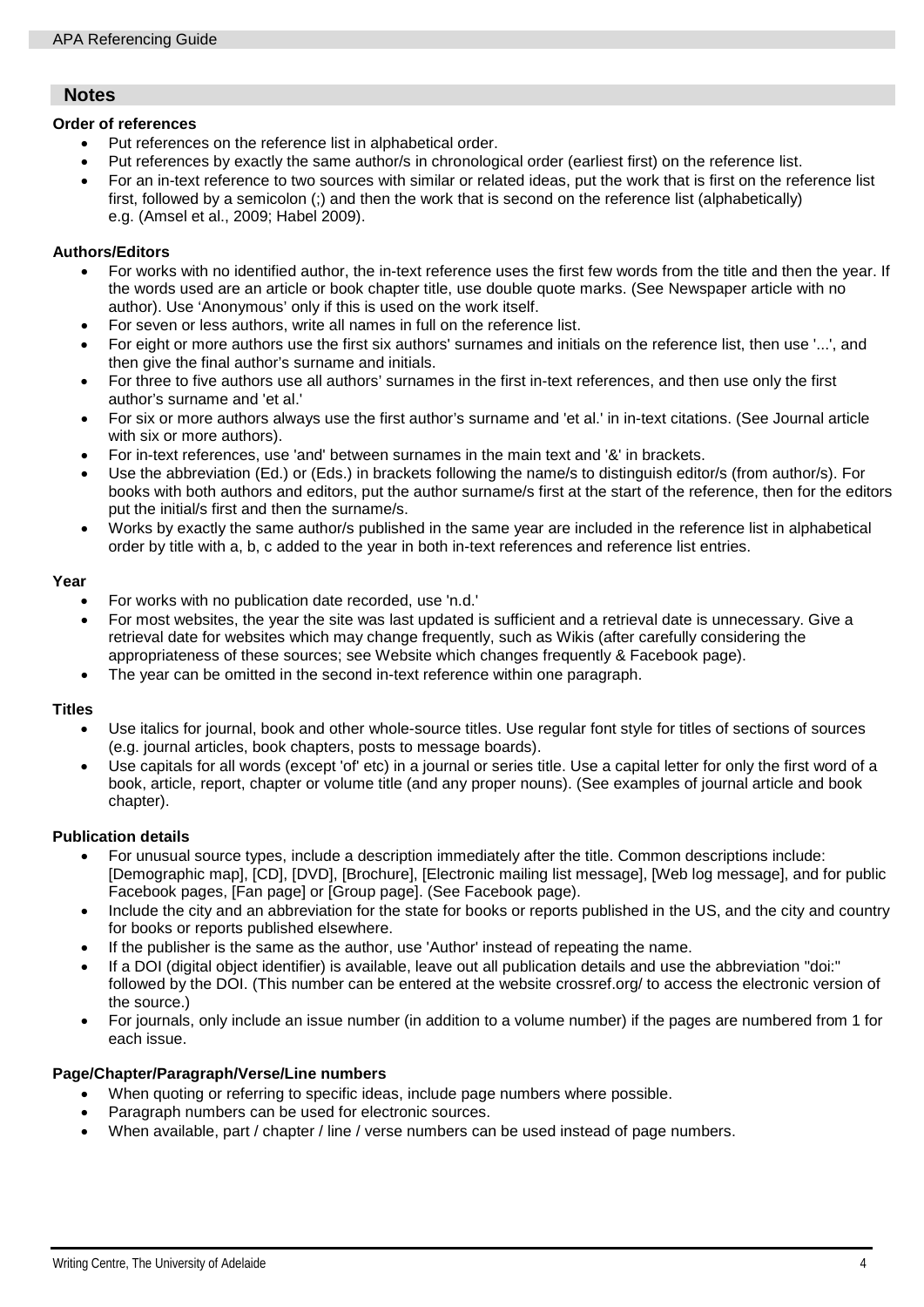## Notes

### Order of references

- Put references on the reference list in alphabetical order.
- Put references by exactly the same author/s in chronological order (earliest first) on the reference list.
- For an in-text reference to two sources with similar or related ideas, put the work that is first on the reference list first, followed by a semicolon (;) and then the work that is second on the reference list (alphabetically) e.g. (Amsel et al., 2009; Habel 2009).

### Authors/Editors

- For works with no identified author, the in-text reference uses the first few words from the title and then the year. If the words used are an article or book chapter title, use double quote marks. (See Newspaper article with no author). Use 'Anonymous' only if this is used on the work itself.
- For seven or less authors, write all names in full on the reference list.
- For eight or more authors use the first six authors' surnames and initials on the reference list, then use '...', and then give the final author's surname and initials.
- For three to five authors use all authors' surnames in the first in-text references, and then use only the first author's surname and 'et al.'
- For six or more authors always use the first author's surname and 'et al.' in in-text citations. (See Journal article with six or more authors).
- For in-text references, use 'and' between surnames in the main text and '&' in brackets.
- Use the abbreviation (Ed.) or (Eds.) in brackets following the name/s to distinguish editor/s (from author/s). For books with both authors and editors, put the author surname/s first at the start of the reference, then for the editors put the initial/s first and then the surname/s.
- Works by exactly the same author/s published in the same year are included in the reference list in alphabetical order by title with a, b, c added to the year in both in-text references and reference list entries.

### Year

- For works with no publication date recorded, use 'n.d.'
- For most websites, the year the site was last updated is sufficient and a retrieval date is unnecessary. Give a retrieval date for websites which may change frequently, such as Wikis (after carefully considering the appropriateness of these sources; see Website which changes frequently & Facebook page).
- The year can be omitted in the second in-text reference within one paragraph.

### Titles

- Use italics for journal, book and other whole-source titles. Use regular font style for titles of sections of sources (e.g. journal articles, book chapters, posts to message boards).
- Use capitals for all words (except 'of' etc) in a journal or series title. Use a capital letter for only the first word of a book, article, report, chapter or volume title (and any proper nouns). (See examples of journal article and book chapter).

### Publication details

- For unusual source types, include a description immediately after the title. Common descriptions include: [Demographic map], [CD], [DVD], [Brochure], [Electronic mailing list message], [Web log message], and for public Facebook pages, [Fan page] or [Group page]. (See Facebook page).
- Include the city and an abbreviation for the state for books or reports published in the US, and the city and country for books or reports published elsewhere.
- If the publisher is the same as the author, use 'Author' instead of repeating the name.
- If a DOI (digital object identifier) is available, leave out all publication details and use the abbreviation "doi:" followed by the DOI. (This number can be entered at the website crossref.org/ to access the electronic version of the source.)
- For journals, only include an issue number (in addition to a volume number) if the pages are numbered from 1 for each issue.

### Page/Chapter/Paragraph/Verse/Line numbers

- When quoting or referring to specific ideas, include page numbers where possible.
- Paragraph numbers can be used for electronic sources.
- When available, part / chapter / line / verse numbers can be used instead of page numbers.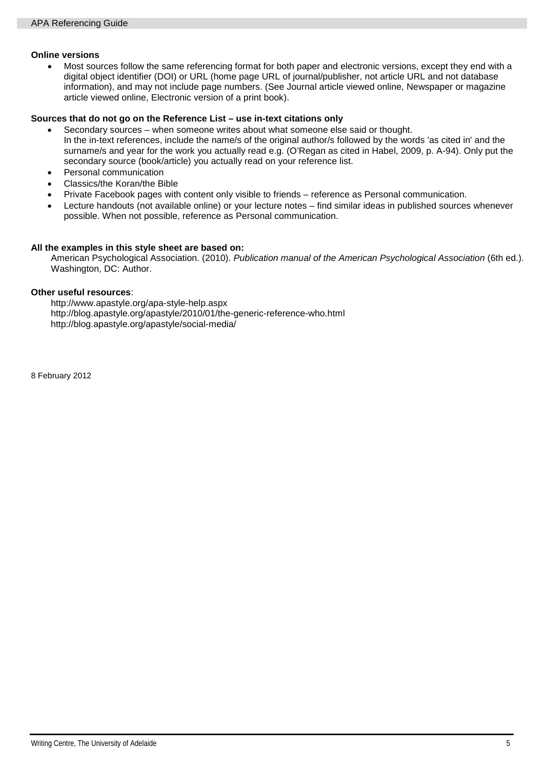**Online versions**

- Most sources follow the same referencing format for both paper and electronic versions, except they end with a digital object identifier (DOI) or URL (home page URL of journal/publisher, not article URL and not database information), and may not include page numbers. (See Journal article viewed online, Newspaper or magazine article viewed online, Electronic version of a print book).

**Sources that do not go on the Reference List – use in-text citations only**

- Secondary sources – when someone writes about what someone else said or thought.
  In the in-text references, include the name/s of the original author/s followed by the words 'as cited in' and the surname/s and year for the work you actually read e.g. (O'Regan as cited in Habel, 2009, p. A-94). Only put the secondary source (book/article) you actually read on your reference list.
- Personal communication
- Classics/the Koran/the Bible
- Private Facebook pages with content only visible to friends – reference as Personal communication.
- Lecture handouts (not available online) or your lecture notes – find similar ideas in published sources whenever possible. When not possible, reference as Personal communication.

**All the examples in this style sheet are based on:**

American Psychological Association. (2010). *Publication manual of the American Psychological Association* (6th ed.). Washington, DC: Author.

**Other useful resources**:

http://www.apastyle.org/apa-style-help.aspx
http://blog.apastyle.org/apastyle/2010/01/the-generic-reference-who.html
http://blog.apastyle.org/apastyle/social-media/

8 February 2012